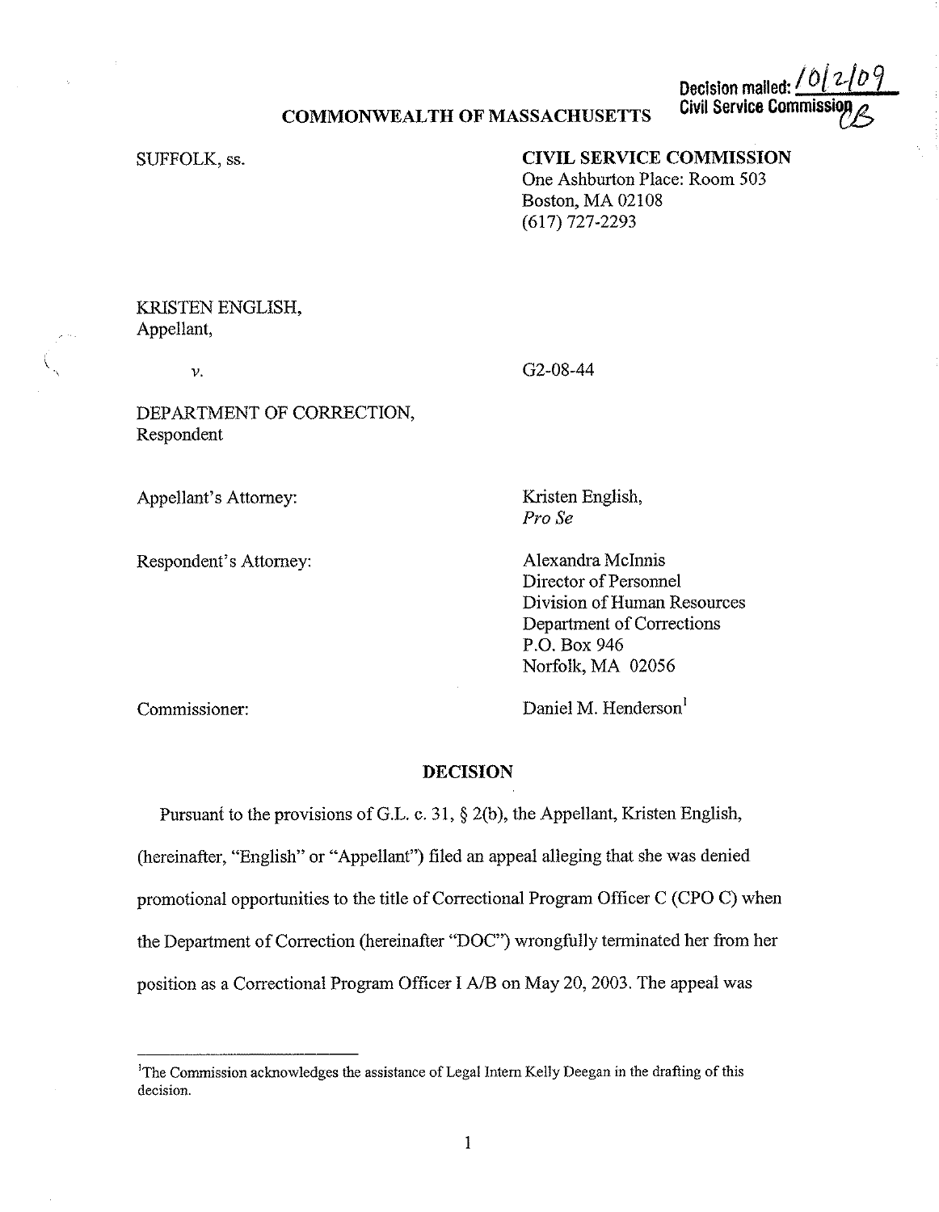Decision mailed: 10/2/09
Civil Service Commission

**COMMONWEALTH OF MASSACHUSETTS**

SUFFOLK, ss.

**CIVIL SERVICE COMMISSION**
One Ashburton Place: Room 503
Boston, MA 02108
(617) 727-2293

KRISTEN ENGLISH,
Appellant,

*v.*

G2-08-44

DEPARTMENT OF CORRECTION,
Respondent

Appellant's Attorney: Kristen English, *Pro Se*

Respondent's Attorney: Alexandra McInnis
Director of Personnel
Division of Human Resources
Department of Corrections
P.O. Box 946
Norfolk, MA 02056

Commissioner: Daniel M. Henderson[1]

## DECISION

Pursuant to the provisions of G.L. c. 31, § 2(b), the Appellant, Kristen English, (hereinafter, "English" or "Appellant") filed an appeal alleging that she was denied promotional opportunities to the title of Correctional Program Officer C (CPO C) when the Department of Correction (hereinafter "DOC") wrongfully terminated her from her position as a Correctional Program Officer I A/B on May 20, 2003. The appeal was

[1] The Commission acknowledges the assistance of Legal Intern Kelly Deegan in the drafting of this decision.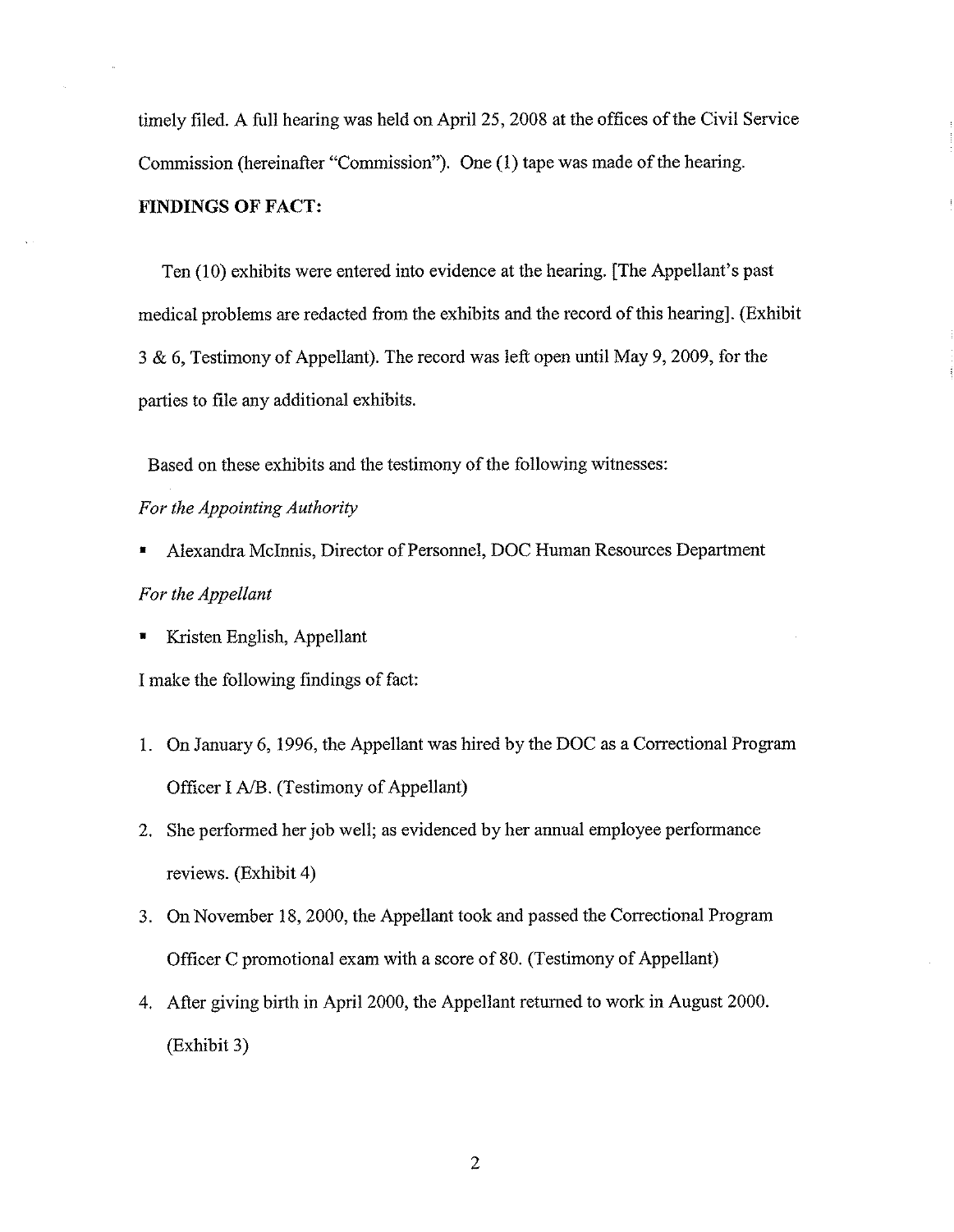timely filed. A full hearing was held on April 25, 2008 at the offices of the Civil Service Commission (hereinafter "Commission"). One (1) tape was made of the hearing.

**FINDINGS OF FACT:**

Ten (10) exhibits were entered into evidence at the hearing. [The Appellant's past medical problems are redacted from the exhibits and the record of this hearing]. (Exhibit 3 & 6, Testimony of Appellant). The record was left open until May 9, 2009, for the parties to file any additional exhibits.

Based on these exhibits and the testimony of the following witnesses:

*For the Appointing Authority*

- Alexandra McInnis, Director of Personnel, DOC Human Resources Department

*For the Appellant*

- Kristen English, Appellant

I make the following findings of fact:

1. On January 6, 1996, the Appellant was hired by the DOC as a Correctional Program Officer I A/B. (Testimony of Appellant)
2. She performed her job well; as evidenced by her annual employee performance reviews. (Exhibit 4)
3. On November 18, 2000, the Appellant took and passed the Correctional Program Officer C promotional exam with a score of 80. (Testimony of Appellant)
4. After giving birth in April 2000, the Appellant returned to work in August 2000. (Exhibit 3)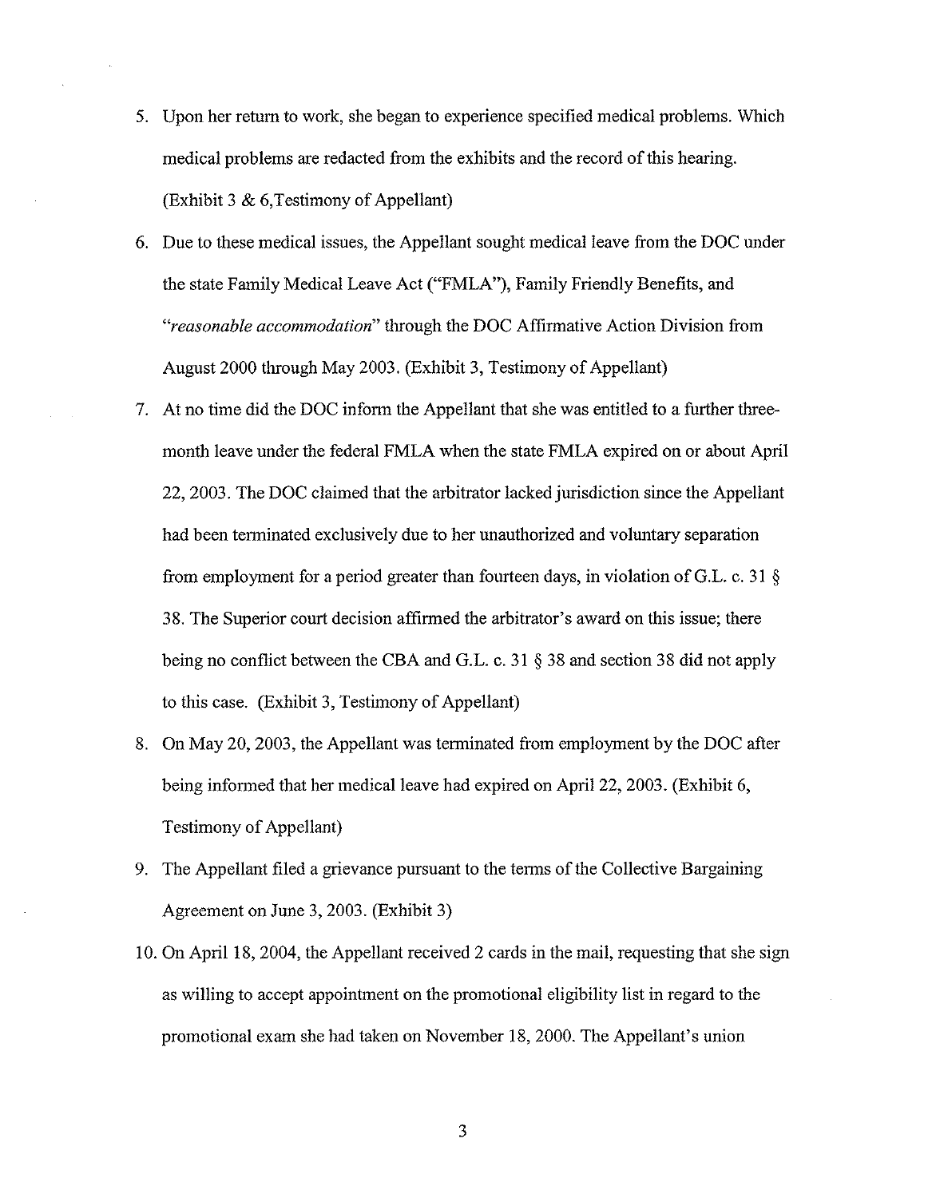5. Upon her return to work, she began to experience specified medical problems. Which medical problems are redacted from the exhibits and the record of this hearing. (Exhibit 3 & 6,Testimony of Appellant)

6. Due to these medical issues, the Appellant sought medical leave from the DOC under the state Family Medical Leave Act ("FMLA"), Family Friendly Benefits, and "*reasonable accommodation*" through the DOC Affirmative Action Division from August 2000 through May 2003. (Exhibit 3, Testimony of Appellant)

7. At no time did the DOC inform the Appellant that she was entitled to a further three-month leave under the federal FMLA when the state FMLA expired on or about April 22, 2003. The DOC claimed that the arbitrator lacked jurisdiction since the Appellant had been terminated exclusively due to her unauthorized and voluntary separation from employment for a period greater than fourteen days, in violation of G.L. c. 31 § 38. The Superior court decision affirmed the arbitrator's award on this issue; there being no conflict between the CBA and G.L. c. 31 § 38 and section 38 did not apply to this case. (Exhibit 3, Testimony of Appellant)

8. On May 20, 2003, the Appellant was terminated from employment by the DOC after being informed that her medical leave had expired on April 22, 2003. (Exhibit 6, Testimony of Appellant)

9. The Appellant filed a grievance pursuant to the terms of the Collective Bargaining Agreement on June 3, 2003. (Exhibit 3)

10. On April 18, 2004, the Appellant received 2 cards in the mail, requesting that she sign as willing to accept appointment on the promotional eligibility list in regard to the promotional exam she had taken on November 18, 2000. The Appellant's union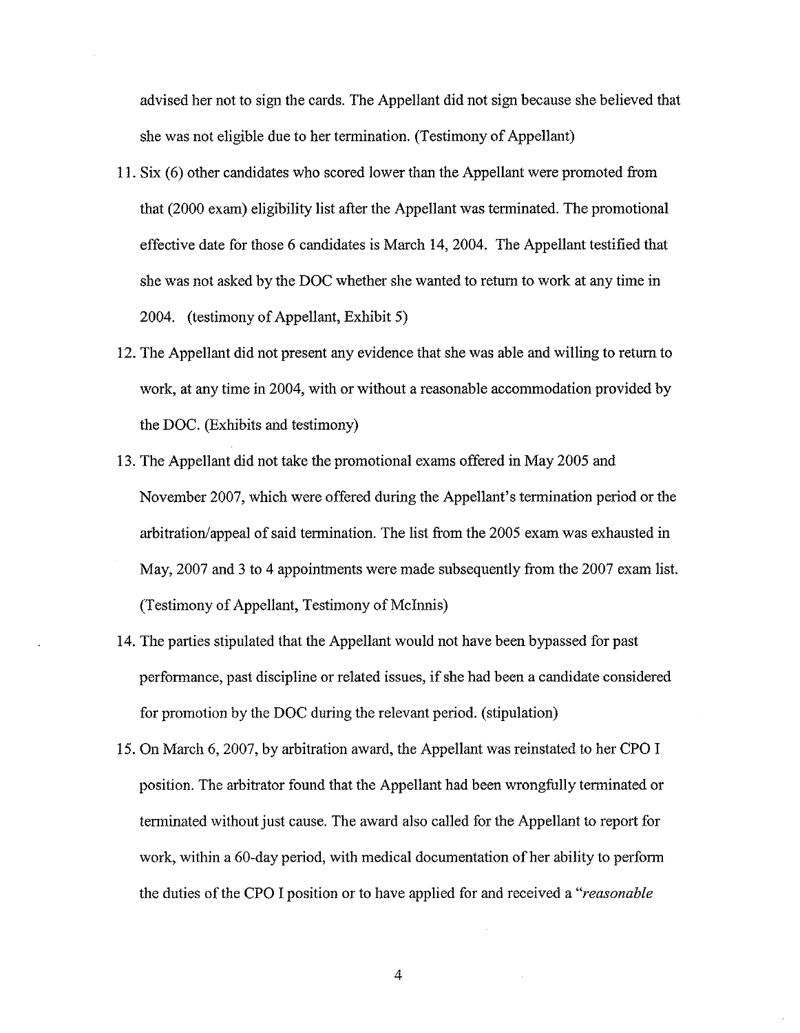advised her not to sign the cards. The Appellant did not sign because she believed that she was not eligible due to her termination. (Testimony of Appellant)

11. Six (6) other candidates who scored lower than the Appellant were promoted from that (2000 exam) eligibility list after the Appellant was terminated. The promotional effective date for those 6 candidates is March 14, 2004. The Appellant testified that she was not asked by the DOC whether she wanted to return to work at any time in 2004. (testimony of Appellant, Exhibit 5)
12. The Appellant did not present any evidence that she was able and willing to return to work, at any time in 2004, with or without a reasonable accommodation provided by the DOC. (Exhibits and testimony)
13. The Appellant did not take the promotional exams offered in May 2005 and November 2007, which were offered during the Appellant's termination period or the arbitration/appeal of said termination. The list from the 2005 exam was exhausted in May, 2007 and 3 to 4 appointments were made subsequently from the 2007 exam list. (Testimony of Appellant, Testimony of McInnis)
14. The parties stipulated that the Appellant would not have been bypassed for past performance, past discipline or related issues, if she had been a candidate considered for promotion by the DOC during the relevant period. (stipulation)
15. On March 6, 2007, by arbitration award, the Appellant was reinstated to her CPO I position. The arbitrator found that the Appellant had been wrongfully terminated or terminated without just cause. The award also called for the Appellant to report for work, within a 60-day period, with medical documentation of her ability to perform the duties of the CPO I position or to have applied for and received a *"reasonable*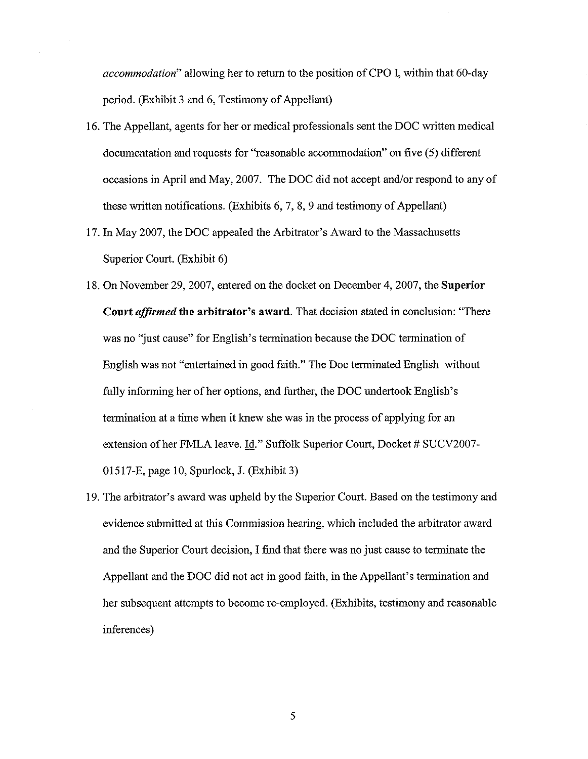*accommodation*" allowing her to return to the position of CPO I, within that 60-day period. (Exhibit 3 and 6, Testimony of Appellant)

16. The Appellant, agents for her or medical professionals sent the DOC written medical documentation and requests for "reasonable accommodation" on five (5) different occasions in April and May, 2007. The DOC did not accept and/or respond to any of these written notifications. (Exhibits 6, 7, 8, 9 and testimony of Appellant)

17. In May 2007, the DOC appealed the Arbitrator's Award to the Massachusetts Superior Court. (Exhibit 6)

18. On November 29, 2007, entered on the docket on December 4, 2007, the **Superior Court *affirmed* the arbitrator's award**. That decision stated in conclusion: "There was no "just cause" for English's termination because the DOC termination of English was not "entertained in good faith." The Doc terminated English without fully informing her of her options, and further, the DOC undertook English's termination at a time when it knew she was in the process of applying for an extension of her FMLA leave. Id." Suffolk Superior Court, Docket # SUCV2007-01517-E, page 10, Spurlock, J. (Exhibit 3)

19. The arbitrator's award was upheld by the Superior Court. Based on the testimony and evidence submitted at this Commission hearing, which included the arbitrator award and the Superior Court decision, I find that there was no just cause to terminate the Appellant and the DOC did not act in good faith, in the Appellant's termination and her subsequent attempts to become re-employed. (Exhibits, testimony and reasonable inferences)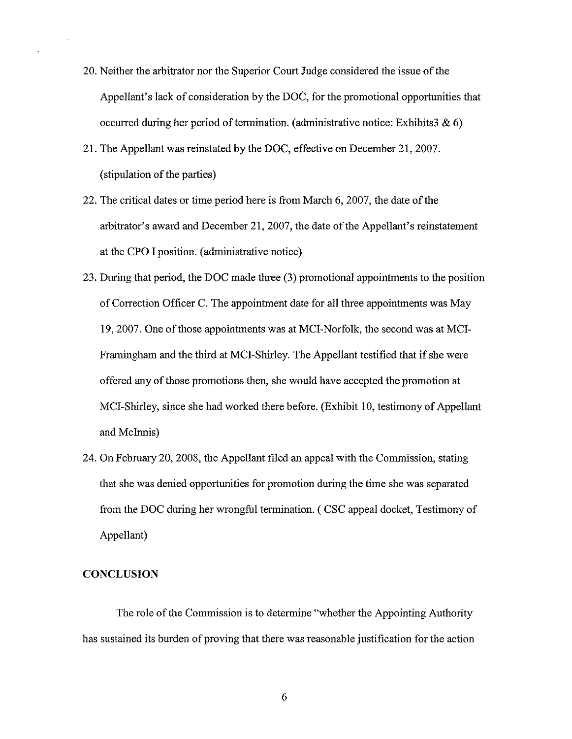20. Neither the arbitrator nor the Superior Court Judge considered the issue of the Appellant's lack of consideration by the DOC, for the promotional opportunities that occurred during her period of termination. (administrative notice: Exhibits3 & 6)

21. The Appellant was reinstated by the DOC, effective on December 21, 2007. (stipulation of the parties)

22. The critical dates or time period here is from March 6, 2007, the date of the arbitrator's award and December 21, 2007, the date of the Appellant's reinstatement at the CPO I position. (administrative notice)

23. During that period, the DOC made three (3) promotional appointments to the position of Correction Officer C. The appointment date for all three appointments was May 19, 2007. One of those appointments was at MCI-Norfolk, the second was at MCI-Framingham and the third at MCI-Shirley. The Appellant testified that if she were offered any of those promotions then, she would have accepted the promotion at MCI-Shirley, since she had worked there before. (Exhibit 10, testimony of Appellant and McInnis)

24. On February 20, 2008, the Appellant filed an appeal with the Commission, stating that she was denied opportunities for promotion during the time she was separated from the DOC during her wrongful termination. ( CSC appeal docket, Testimony of Appellant)

## CONCLUSION

The role of the Commission is to determine "whether the Appointing Authority has sustained its burden of proving that there was reasonable justification for the action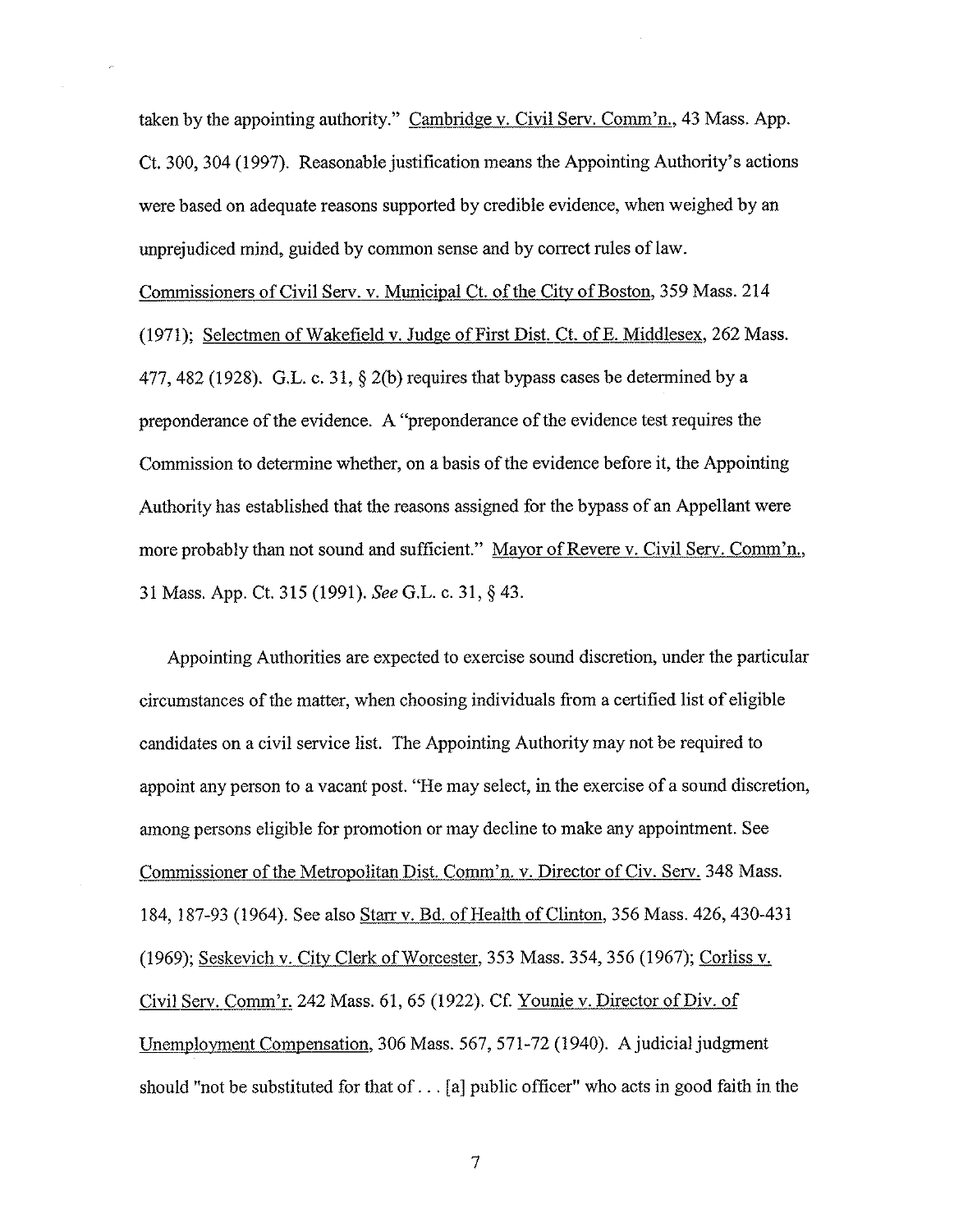taken by the appointing authority." Cambridge v. Civil Serv. Comm'n., 43 Mass. App. Ct. 300, 304 (1997). Reasonable justification means the Appointing Authority's actions were based on adequate reasons supported by credible evidence, when weighed by an unprejudiced mind, guided by common sense and by correct rules of law. Commissioners of Civil Serv. v. Municipal Ct. of the City of Boston, 359 Mass. 214 (1971); Selectmen of Wakefield v. Judge of First Dist. Ct. of E. Middlesex, 262 Mass. 477, 482 (1928). G.L. c. 31, § 2(b) requires that bypass cases be determined by a preponderance of the evidence. A "preponderance of the evidence test requires the Commission to determine whether, on a basis of the evidence before it, the Appointing Authority has established that the reasons assigned for the bypass of an Appellant were more probably than not sound and sufficient." Mayor of Revere v. Civil Serv. Comm'n., 31 Mass. App. Ct. 315 (1991). *See* G.L. c. 31, § 43.

Appointing Authorities are expected to exercise sound discretion, under the particular circumstances of the matter, when choosing individuals from a certified list of eligible candidates on a civil service list. The Appointing Authority may not be required to appoint any person to a vacant post. "He may select, in the exercise of a sound discretion, among persons eligible for promotion or may decline to make any appointment. See Commissioner of the Metropolitan Dist. Comm'n. v. Director of Civ. Serv. 348 Mass. 184, 187-93 (1964). See also Starr v. Bd. of Health of Clinton, 356 Mass. 426, 430-431 (1969); Seskevich v. City Clerk of Worcester, 353 Mass. 354, 356 (1967); Corliss v. Civil Serv. Comm'r. 242 Mass. 61, 65 (1922). Cf. Younie v. Director of Div. of Unemployment Compensation, 306 Mass. 567, 571-72 (1940). A judicial judgment should "not be substituted for that of . . . [a] public officer" who acts in good faith in the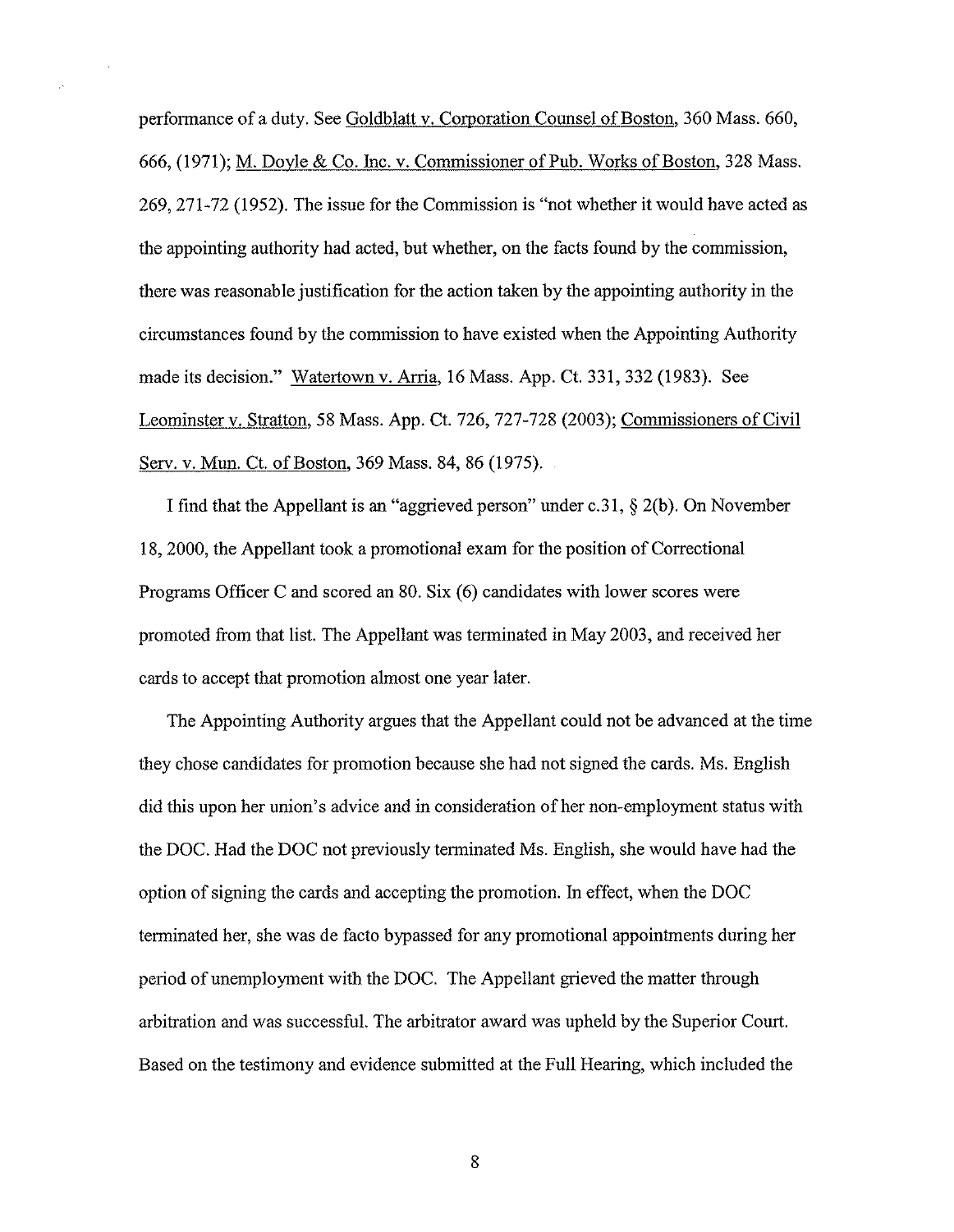performance of a duty. See Goldblatt v. Corporation Counsel of Boston, 360 Mass. 660, 666, (1971); M. Doyle & Co. Inc. v. Commissioner of Pub. Works of Boston, 328 Mass. 269, 271-72 (1952). The issue for the Commission is "not whether it would have acted as the appointing authority had acted, but whether, on the facts found by the commission, there was reasonable justification for the action taken by the appointing authority in the circumstances found by the commission to have existed when the Appointing Authority made its decision." Watertown v. Arria, 16 Mass. App. Ct. 331, 332 (1983). See Leominster v. Stratton, 58 Mass. App. Ct. 726, 727-728 (2003); Commissioners of Civil Serv. v. Mun. Ct. of Boston, 369 Mass. 84, 86 (1975).

I find that the Appellant is an "aggrieved person" under c.31, § 2(b). On November 18, 2000, the Appellant took a promotional exam for the position of Correctional Programs Officer C and scored an 80. Six (6) candidates with lower scores were promoted from that list. The Appellant was terminated in May 2003, and received her cards to accept that promotion almost one year later.

The Appointing Authority argues that the Appellant could not be advanced at the time they chose candidates for promotion because she had not signed the cards. Ms. English did this upon her union's advice and in consideration of her non-employment status with the DOC. Had the DOC not previously terminated Ms. English, she would have had the option of signing the cards and accepting the promotion. In effect, when the DOC terminated her, she was de facto bypassed for any promotional appointments during her period of unemployment with the DOC. The Appellant grieved the matter through arbitration and was successful. The arbitrator award was upheld by the Superior Court. Based on the testimony and evidence submitted at the Full Hearing, which included the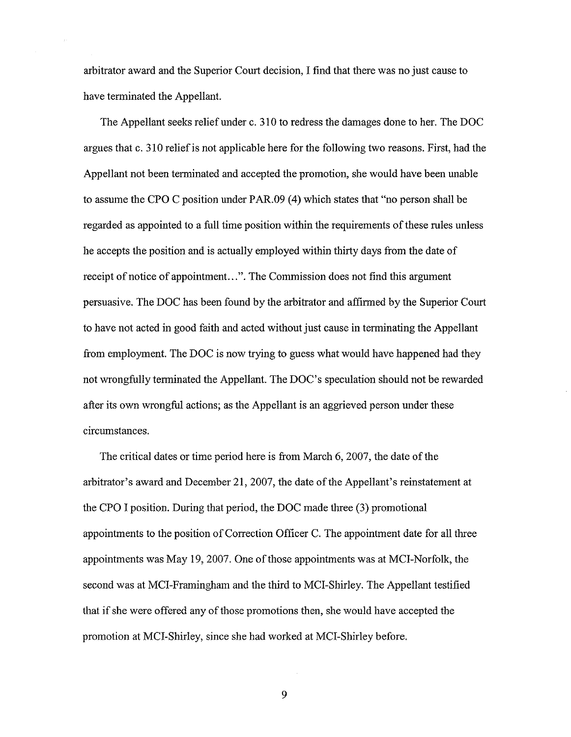arbitrator award and the Superior Court decision, I find that there was no just cause to have terminated the Appellant.

The Appellant seeks relief under c. 310 to redress the damages done to her. The DOC argues that c. 310 relief is not applicable here for the following two reasons. First, had the Appellant not been terminated and accepted the promotion, she would have been unable to assume the CPO C position under PAR.09 (4) which states that "no person shall be regarded as appointed to a full time position within the requirements of these rules unless he accepts the position and is actually employed within thirty days from the date of receipt of notice of appointment…". The Commission does not find this argument persuasive. The DOC has been found by the arbitrator and affirmed by the Superior Court to have not acted in good faith and acted without just cause in terminating the Appellant from employment. The DOC is now trying to guess what would have happened had they not wrongfully terminated the Appellant. The DOC's speculation should not be rewarded after its own wrongful actions; as the Appellant is an aggrieved person under these circumstances.

The critical dates or time period here is from March 6, 2007, the date of the arbitrator's award and December 21, 2007, the date of the Appellant's reinstatement at the CPO I position. During that period, the DOC made three (3) promotional appointments to the position of Correction Officer C. The appointment date for all three appointments was May 19, 2007. One of those appointments was at MCI-Norfolk, the second was at MCI-Framingham and the third to MCI-Shirley. The Appellant testified that if she were offered any of those promotions then, she would have accepted the promotion at MCI-Shirley, since she had worked at MCI-Shirley before.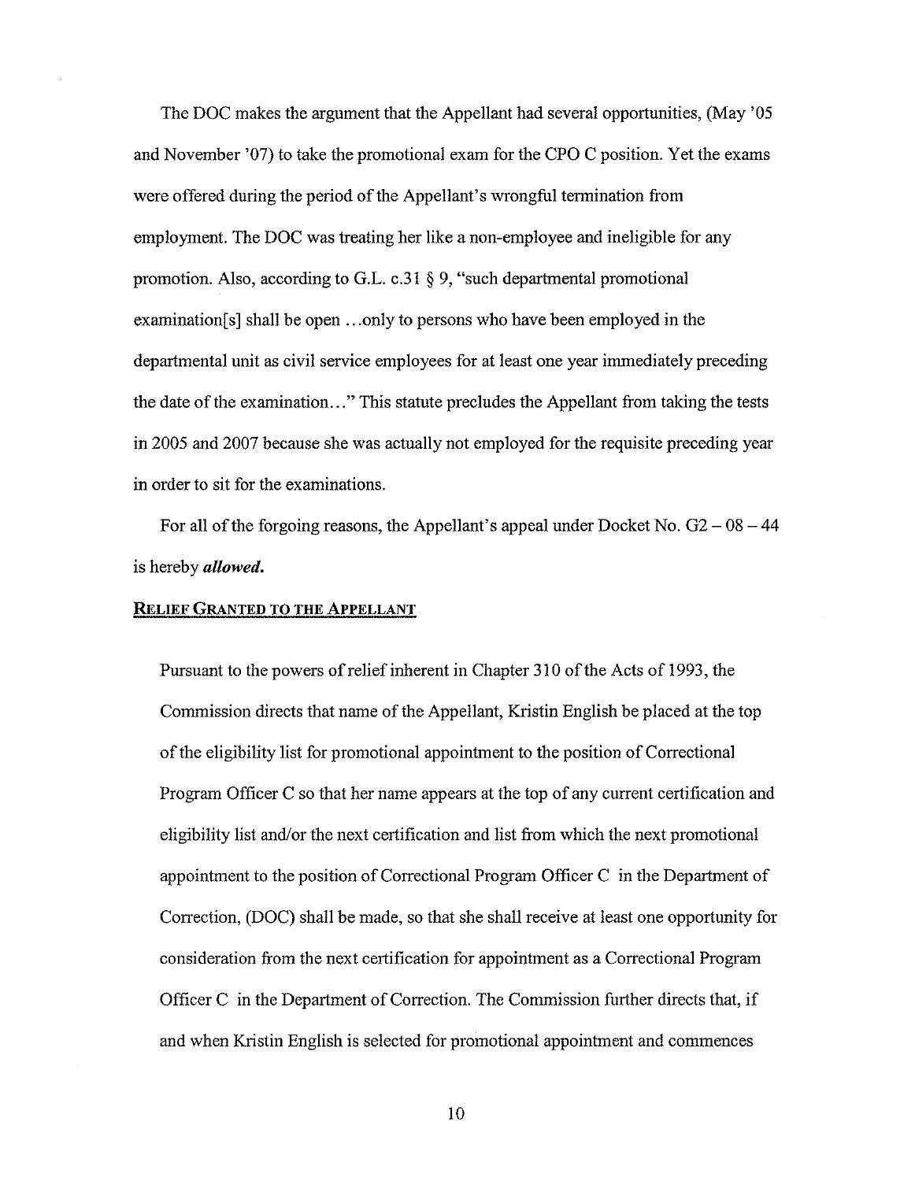The DOC makes the argument that the Appellant had several opportunities, (May '05 and November '07) to take the promotional exam for the CPO C position. Yet the exams were offered during the period of the Appellant's wrongful termination from employment. The DOC was treating her like a non-employee and ineligible for any promotion. Also, according to G.L. c.31 § 9, "such departmental promotional examination[s] shall be open …only to persons who have been employed in the departmental unit as civil service employees for at least one year immediately preceding the date of the examination…" This statute precludes the Appellant from taking the tests in 2005 and 2007 because she was actually not employed for the requisite preceding year in order to sit for the examinations.

For all of the forgoing reasons, the Appellant's appeal under Docket No. G2 – 08 – 44 is hereby ***allowed.***

## RELIEF GRANTED TO THE APPELLANT

Pursuant to the powers of relief inherent in Chapter 310 of the Acts of 1993, the Commission directs that name of the Appellant, Kristin English be placed at the top of the eligibility list for promotional appointment to the position of Correctional Program Officer C so that her name appears at the top of any current certification and eligibility list and/or the next certification and list from which the next promotional appointment to the position of Correctional Program Officer C in the Department of Correction, (DOC) shall be made, so that she shall receive at least one opportunity for consideration from the next certification for appointment as a Correctional Program Officer C in the Department of Correction. The Commission further directs that, if and when Kristin English is selected for promotional appointment and commences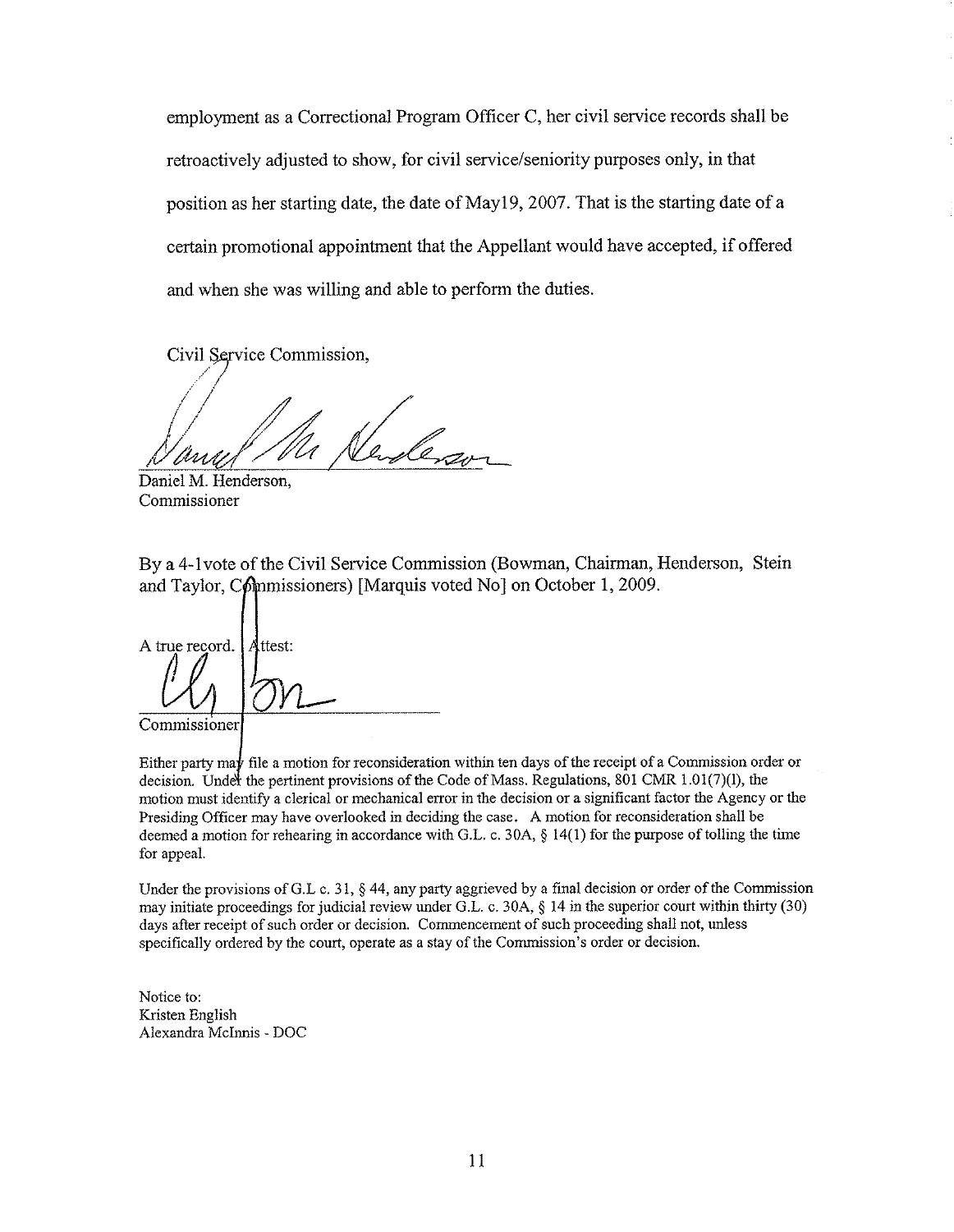employment as a Correctional Program Officer C, her civil service records shall be retroactively adjusted to show, for civil service/seniority purposes only, in that position as her starting date, the date of May19, 2007. That is the starting date of a certain promotional appointment that the Appellant would have accepted, if offered and when she was willing and able to perform the duties.

Civil Service Commission,

Daniel M. Henderson,
Commissioner

By a 4-1vote of the Civil Service Commission (Bowman, Chairman, Henderson, Stein and Taylor, Commissioners) [Marquis voted No] on October 1, 2009.

A true record. Attest:

Commissioner

Either party may file a motion for reconsideration within ten days of the receipt of a Commission order or decision. Under the pertinent provisions of the Code of Mass. Regulations, 801 CMR 1.01(7)(l), the motion must identify a clerical or mechanical error in the decision or a significant factor the Agency or the Presiding Officer may have overlooked in deciding the case. A motion for reconsideration shall be deemed a motion for rehearing in accordance with G.L. c. 30A, § 14(1) for the purpose of tolling the time for appeal.

Under the provisions of G.L c. 31, § 44, any party aggrieved by a final decision or order of the Commission may initiate proceedings for judicial review under G.L. c. 30A, § 14 in the superior court within thirty (30) days after receipt of such order or decision. Commencement of such proceeding shall not, unless specifically ordered by the court, operate as a stay of the Commission's order or decision.

Notice to:
Kristen English
Alexandra McInnis - DOC